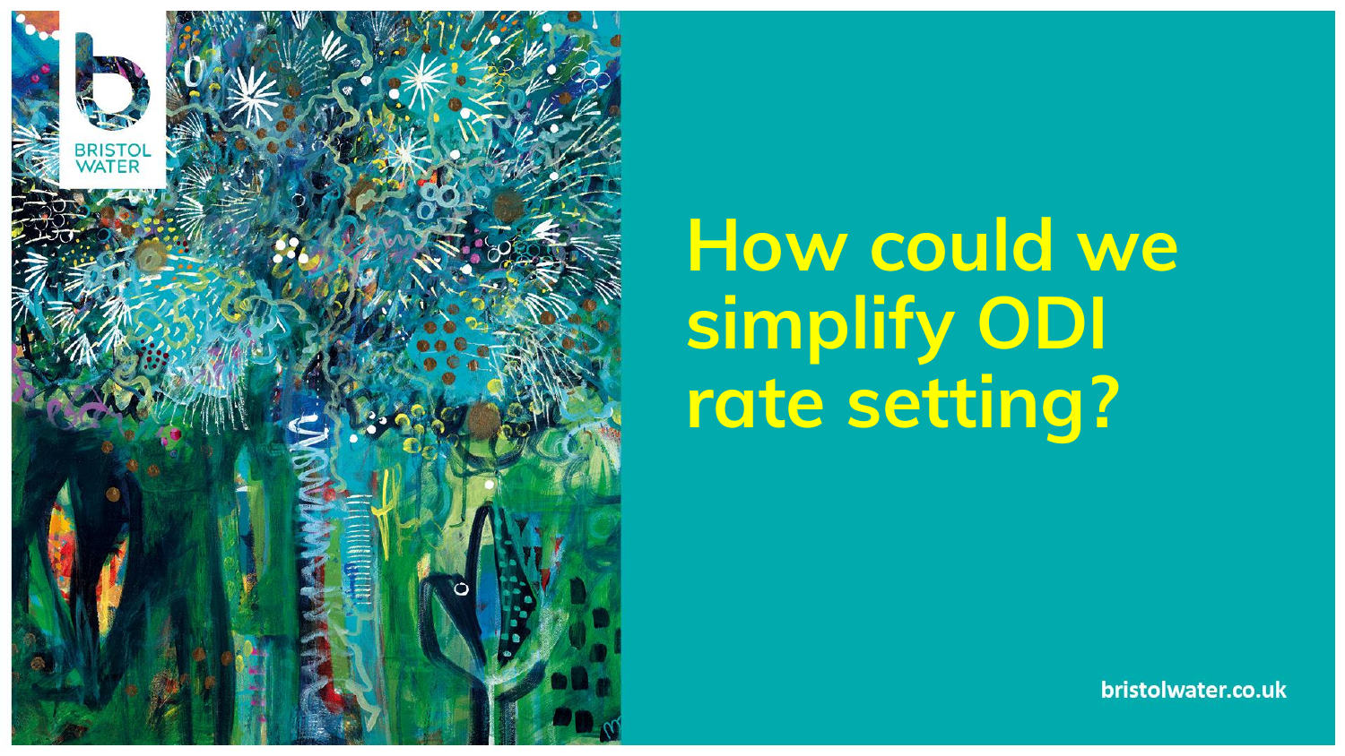BRISTOL WATER

# How could we simplify ODI rate setting?

bristolwater.co.uk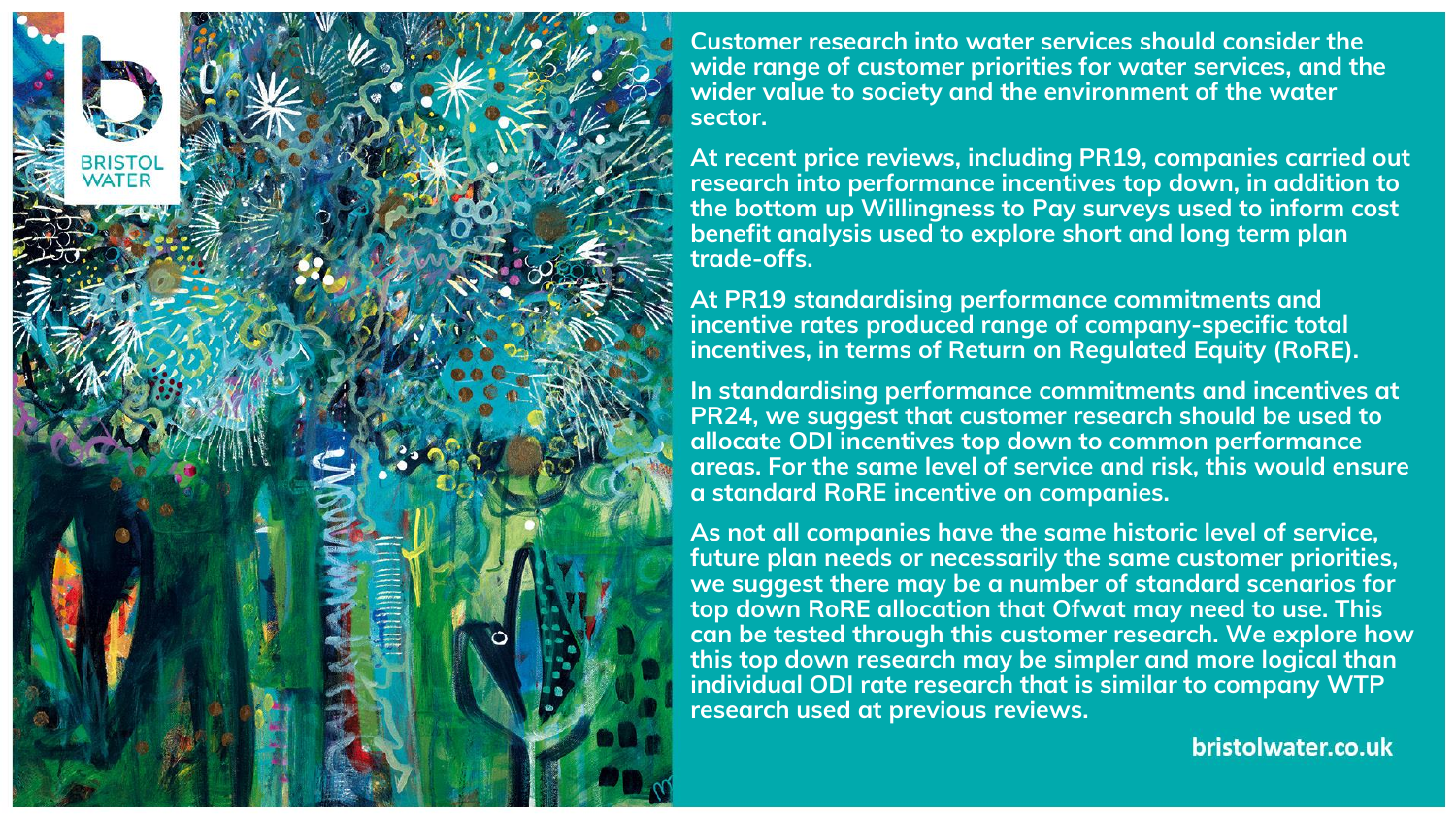Customer research into water services should consider the wide range of customer priorities for water services, and the wider value to society and the environment of the water sector.

At recent price reviews, including PR19, companies carried out research into performance incentives top down, in addition to the bottom up Willingness to Pay surveys used to inform cost benefit analysis used to explore short and long term plan trade-offs.

At PR19 standardising performance commitments and incentive rates produced range of company-specific total incentives, in terms of Return on Regulated Equity (RoRE).

In standardising performance commitments and incentives at PR24, we suggest that customer research should be used to allocate ODI incentives top down to common performance areas. For the same level of service and risk, this would ensure a standard RoRE incentive on companies.

As not all companies have the same historic level of service, future plan needs or necessarily the same customer priorities, we suggest there may be a number of standard scenarios for top down RoRE allocation that Ofwat may need to use. This can be tested through this customer research. We explore how this top down research may be simpler and more logical than individual ODI rate research that is similar to company WTP research used at previous reviews.

bristolwater.co.uk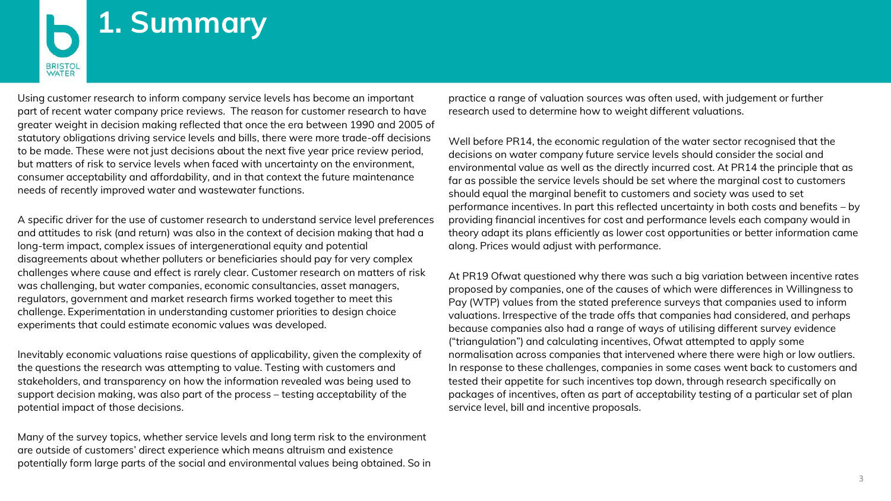# 1. Summary

Using customer research to inform company service levels has become an important part of recent water company price reviews. The reason for customer research to have greater weight in decision making reflected that once the era between 1990 and 2005 of statutory obligations driving service levels and bills, there were more trade-off decisions to be made. These were not just decisions about the next five year price review period, but matters of risk to service levels when faced with uncertainty on the environment, consumer acceptability and affordability, and in that context the future maintenance needs of recently improved water and wastewater functions.

A specific driver for the use of customer research to understand service level preferences and attitudes to risk (and return) was also in the context of decision making that had a long-term impact, complex issues of intergenerational equity and potential disagreements about whether polluters or beneficiaries should pay for very complex challenges where cause and effect is rarely clear. Customer research on matters of risk was challenging, but water companies, economic consultancies, asset managers, regulators, government and market research firms worked together to meet this challenge. Experimentation in understanding customer priorities to design choice experiments that could estimate economic values was developed.

Inevitably economic valuations raise questions of applicability, given the complexity of the questions the research was attempting to value. Testing with customers and stakeholders, and transparency on how the information revealed was being used to support decision making, was also part of the process – testing acceptability of the potential impact of those decisions.

Many of the survey topics, whether service levels and long term risk to the environment are outside of customers' direct experience which means altruism and existence potentially form large parts of the social and environmental values being obtained. So in practice a range of valuation sources was often used, with judgement or further research used to determine how to weight different valuations.

Well before PR14, the economic regulation of the water sector recognised that the decisions on water company future service levels should consider the social and environmental value as well as the directly incurred cost. At PR14 the principle that as far as possible the service levels should be set where the marginal cost to customers should equal the marginal benefit to customers and society was used to set performance incentives. In part this reflected uncertainty in both costs and benefits – by providing financial incentives for cost and performance levels each company would in theory adapt its plans efficiently as lower cost opportunities or better information came along. Prices would adjust with performance.

At PR19 Ofwat questioned why there was such a big variation between incentive rates proposed by companies, one of the causes of which were differences in Willingness to Pay (WTP) values from the stated preference surveys that companies used to inform valuations. Irrespective of the trade offs that companies had considered, and perhaps because companies also had a range of ways of utilising different survey evidence ("triangulation") and calculating incentives, Ofwat attempted to apply some normalisation across companies that intervened where there were high or low outliers. In response to these challenges, companies in some cases went back to customers and tested their appetite for such incentives top down, through research specifically on packages of incentives, often as part of acceptability testing of a particular set of plan service level, bill and incentive proposals.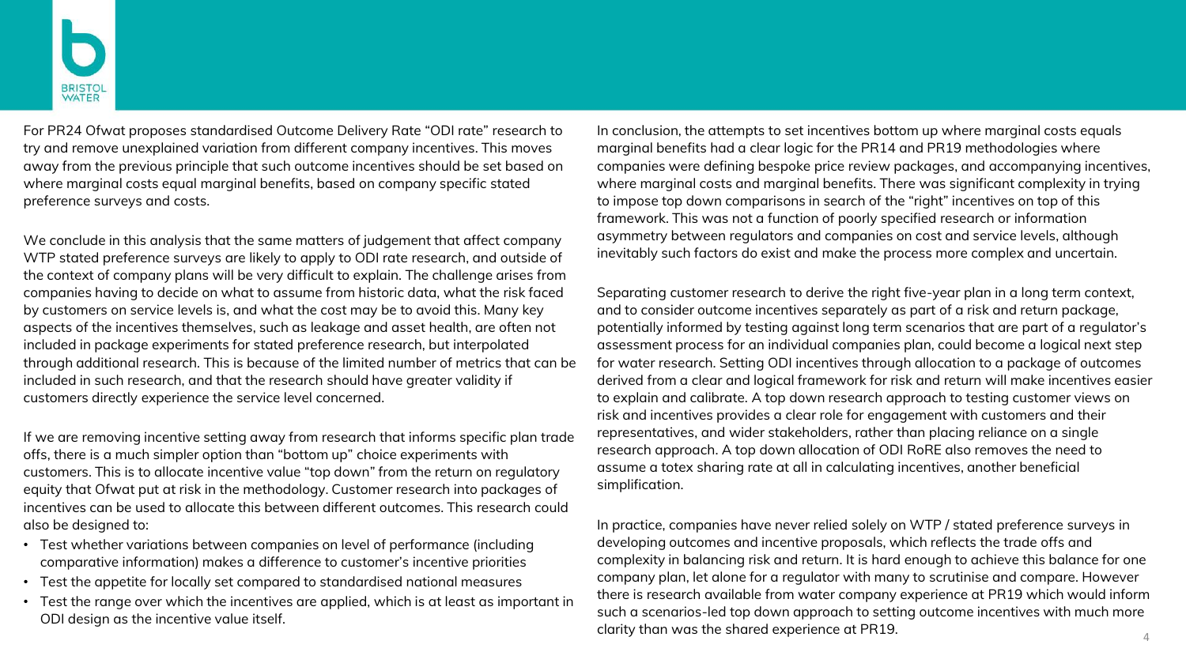For PR24 Ofwat proposes standardised Outcome Delivery Rate "ODI rate" research to try and remove unexplained variation from different company incentives. This moves away from the previous principle that such outcome incentives should be set based on where marginal costs equal marginal benefits, based on company specific stated preference surveys and costs.

We conclude in this analysis that the same matters of judgement that affect company WTP stated preference surveys are likely to apply to ODI rate research, and outside of the context of company plans will be very difficult to explain. The challenge arises from companies having to decide on what to assume from historic data, what the risk faced by customers on service levels is, and what the cost may be to avoid this. Many key aspects of the incentives themselves, such as leakage and asset health, are often not included in package experiments for stated preference research, but interpolated through additional research. This is because of the limited number of metrics that can be included in such research, and that the research should have greater validity if customers directly experience the service level concerned.

If we are removing incentive setting away from research that informs specific plan trade offs, there is a much simpler option than "bottom up" choice experiments with customers. This is to allocate incentive value "top down" from the return on regulatory equity that Ofwat put at risk in the methodology. Customer research into packages of incentives can be used to allocate this between different outcomes. This research could also be designed to:

- Test whether variations between companies on level of performance (including comparative information) makes a difference to customer's incentive priorities
- Test the appetite for locally set compared to standardised national measures
- Test the range over which the incentives are applied, which is at least as important in ODI design as the incentive value itself.

In conclusion, the attempts to set incentives bottom up where marginal costs equals marginal benefits had a clear logic for the PR14 and PR19 methodologies where companies were defining bespoke price review packages, and accompanying incentives, where marginal costs and marginal benefits. There was significant complexity in trying to impose top down comparisons in search of the "right" incentives on top of this framework. This was not a function of poorly specified research or information asymmetry between regulators and companies on cost and service levels, although inevitably such factors do exist and make the process more complex and uncertain.

Separating customer research to derive the right five-year plan in a long term context, and to consider outcome incentives separately as part of a risk and return package, potentially informed by testing against long term scenarios that are part of a regulator's assessment process for an individual companies plan, could become a logical next step for water research. Setting ODI incentives through allocation to a package of outcomes derived from a clear and logical framework for risk and return will make incentives easier to explain and calibrate. A top down research approach to testing customer views on risk and incentives provides a clear role for engagement with customers and their representatives, and wider stakeholders, rather than placing reliance on a single research approach. A top down allocation of ODI RoRE also removes the need to assume a totex sharing rate at all in calculating incentives, another beneficial simplification.

In practice, companies have never relied solely on WTP / stated preference surveys in developing outcomes and incentive proposals, which reflects the trade offs and complexity in balancing risk and return. It is hard enough to achieve this balance for one company plan, let alone for a regulator with many to scrutinise and compare. However there is research available from water company experience at PR19 which would inform such a scenarios-led top down approach to setting outcome incentives with much more clarity than was the shared experience at PR19.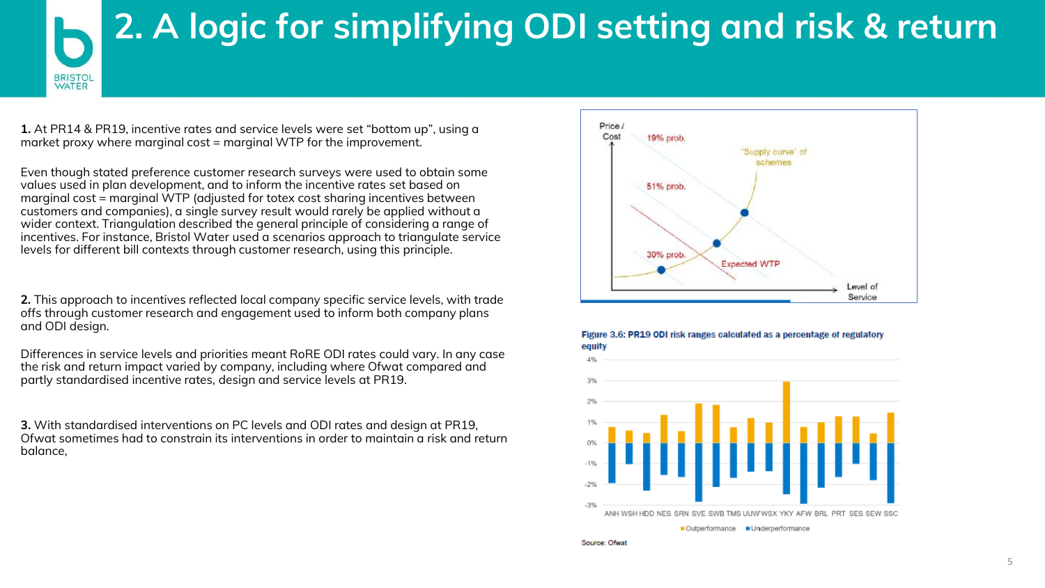# 2. A logic for simplifying ODI setting and risk & return

**1.** At PR14 & PR19, incentive rates and service levels were set "bottom up", using a market proxy where marginal cost = marginal WTP for the improvement.

Even though stated preference customer research surveys were used to obtain some values used in plan development, and to inform the incentive rates set based on marginal cost = marginal WTP (adjusted for totex cost sharing incentives between customers and companies), a single survey result would rarely be applied without a wider context. Triangulation described the general principle of considering a range of incentives. For instance, Bristol Water used a scenarios approach to triangulate service levels for different bill contexts through customer research, using this principle.

**2.** This approach to incentives reflected local company specific service levels, with trade offs through customer research and engagement used to inform both company plans and ODI design.

Differences in service levels and priorities meant RoRE ODI rates could vary. In any case the risk and return impact varied by company, including where Ofwat compared and partly standardised incentive rates, design and service levels at PR19.

**3.** With standardised interventions on PC levels and ODI rates and design at PR19, Ofwat sometimes had to constrain its interventions in order to maintain a risk and return balance,

Price / Cost — Level of Service: 19% prob.; 51% prob.; 30% prob.; "Supply curve" of schemes; Expected WTP

**Figure 3.6: PR19 ODI risk ranges calculated as a percentage of regulatory equity**

Source: Ofwat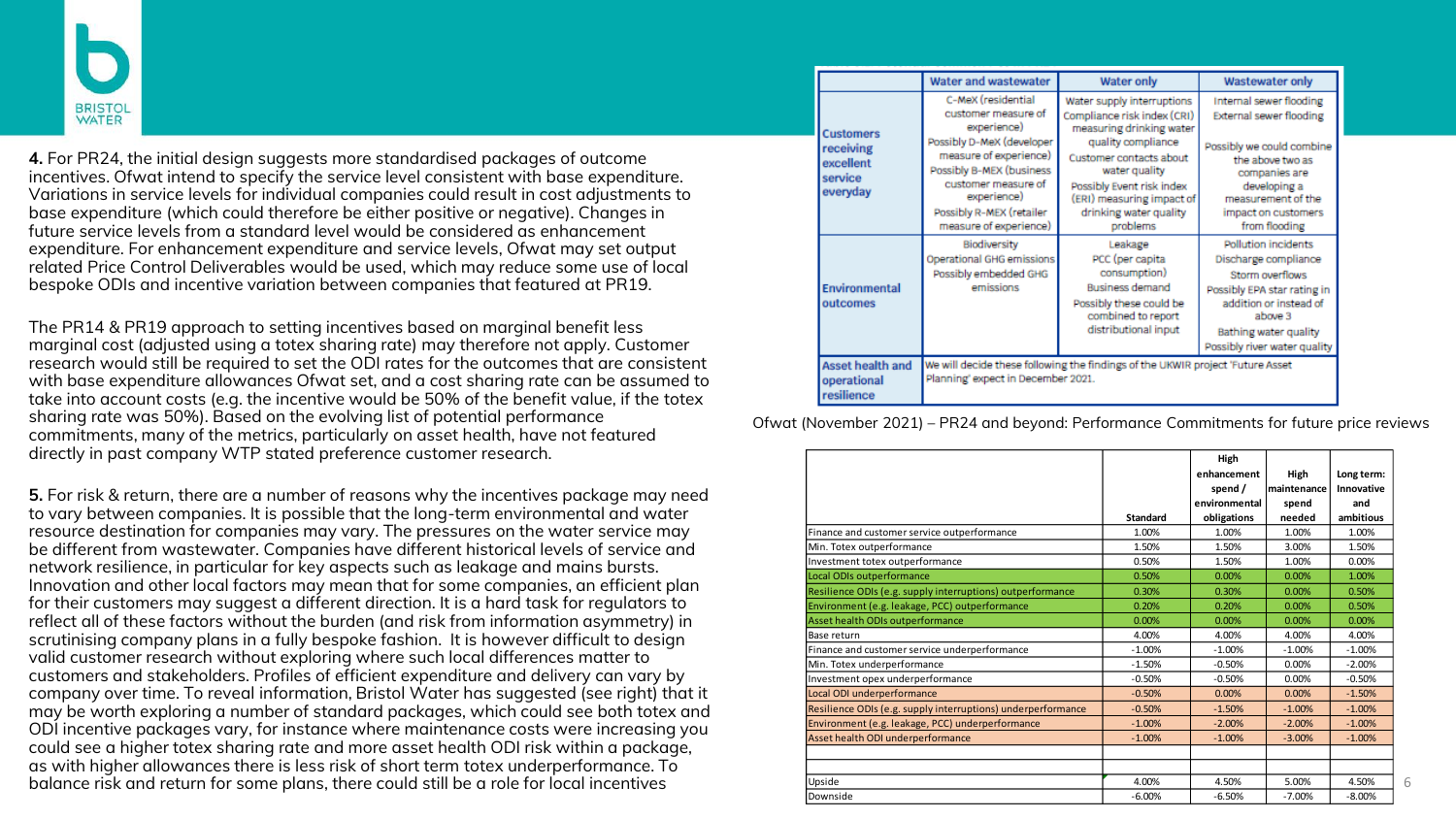**4.** For PR24, the initial design suggests more standardised packages of outcome incentives. Ofwat intend to specify the service level consistent with base expenditure. Variations in service levels for individual companies could result in cost adjustments to base expenditure (which could therefore be either positive or negative). Changes in future service levels from a standard level would be considered as enhancement expenditure. For enhancement expenditure and service levels, Ofwat may set output related Price Control Deliverables would be used, which may reduce some use of local bespoke ODIs and incentive variation between companies that featured at PR19.

The PR14 & PR19 approach to setting incentives based on marginal benefit less marginal cost (adjusted using a totex sharing rate) may therefore not apply. Customer research would still be required to set the ODI rates for the outcomes that are consistent with base expenditure allowances Ofwat set, and a cost sharing rate can be assumed to take into account costs (e.g. the incentive would be 50% of the benefit value, if the totex sharing rate was 50%). Based on the evolving list of potential performance commitments, many of the metrics, particularly on asset health, have not featured directly in past company WTP stated preference customer research.

**5.** For risk & return, there are a number of reasons why the incentives package may need to vary between companies. It is possible that the long-term environmental and water resource destination for companies may vary. The pressures on the water service may be different from wastewater. Companies have different historical levels of service and network resilience, in particular for key aspects such as leakage and mains bursts. Innovation and other local factors may mean that for some companies, an efficient plan for their customers may suggest a different direction. It is a hard task for regulators to reflect all of these factors without the burden (and risk from information asymmetry) in scrutinising company plans in a fully bespoke fashion. It is however difficult to design valid customer research without exploring where such local differences matter to customers and stakeholders. Profiles of efficient expenditure and delivery can vary by company over time. To reveal information, Bristol Water has suggested (see right) that it may be worth exploring a number of standard packages, which could see both totex and ODI incentive packages vary, for instance where maintenance costs were increasing you could see a higher totex sharing rate and more asset health ODI risk within a package, as with higher allowances there is less risk of short term totex underperformance. To balance risk and return for some plans, there could still be a role for local incentives

| | Water and wastewater | Water only | Wastewater only |
|---|---|---|---|
| **Customers receiving excellent service everyday** | C-MeX (residential customer measure of experience)<br>Possibly D-MeX (developer measure of experience)<br>Possibly B-MEX (business customer measure of experience)<br>Possibly R-MEX (retailer measure of experience) | Water supply interruptions<br>Compliance risk index (CRI) measuring drinking water quality compliance<br>Customer contacts about water quality<br>Possibly Event risk index (ERI) measuring impact of drinking water quality problems | Internal sewer flooding<br>External sewer flooding<br>Possibly we could combine the above two as companies are developing a measurement of the impact on customers from flooding |
| **Environmental outcomes** | Biodiversity<br>Operational GHG emissions<br>Possibly embedded GHG emissions | Leakage<br>PCC (per capita consumption)<br>Business demand<br>Possibly these could be combined to report distributional input | Pollution incidents<br>Discharge compliance<br>Storm overflows<br>Possibly EPA star rating in addition or instead of above 3<br>Bathing water quality<br>Possibly river water quality |
| **Asset health and operational resilience** | We will decide these following the findings of the UKWIR project 'Future Asset Planning' expect in December 2021. | | |

Ofwat (November 2021) – PR24 and beyond: Performance Commitments for future price reviews

| | Standard | High enhancement spend / environmental obligations | High maintenance spend needed | Long term: Innovative and ambitious |
|---|---|---|---|---|
| Finance and customer service outperformance | 1.00% | 1.00% | 1.00% | 1.00% |
| Min. Totex outperformance | 1.50% | 1.50% | 3.00% | 1.50% |
| Investment totex outperformance | 0.50% | 1.50% | 1.00% | 0.00% |
| Local ODIs outperformance | 0.50% | 0.00% | 0.00% | 1.00% |
| Resilience ODIs (e.g. supply interruptions) outperformance | 0.30% | 0.30% | 0.00% | 0.50% |
| Environment (e.g. leakage, PCC) outperformance | 0.20% | 0.20% | 0.00% | 0.50% |
| Asset health ODIs outperformance | 0.00% | 0.00% | 0.00% | 0.00% |
| Base return | 4.00% | 4.00% | 4.00% | 4.00% |
| Finance and customer service underperformance | -1.00% | -1.00% | -1.00% | -1.00% |
| Min. Totex underperformance | -1.50% | -0.50% | 0.00% | -2.00% |
| Investment opex underperformance | -0.50% | -0.50% | 0.00% | -0.50% |
| Local ODI underperformance | -0.50% | 0.00% | 0.00% | -1.50% |
| Resilience ODIs (e.g. supply interruptions) underperformance | -0.50% | -1.50% | -1.00% | -1.00% |
| Environment (e.g. leakage, PCC) underperformance | -1.00% | -2.00% | -2.00% | -1.00% |
| Asset health ODI underperformance | -1.00% | -1.00% | -3.00% | -1.00% |
| | | | | |
| | | | | |
| Upside | 4.00% | 4.50% | 5.00% | 4.50% |
| Downside | -6.00% | -6.50% | -7.00% | -8.00% |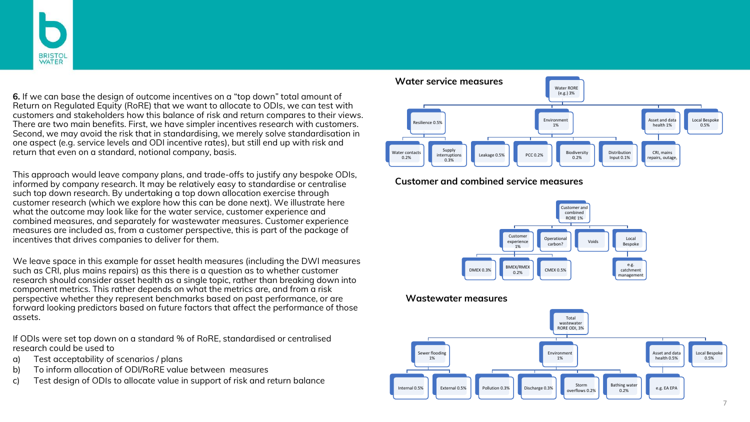**6.** If we can base the design of outcome incentives on a "top down" total amount of Return on Regulated Equity (RoRE) that we want to allocate to ODIs, we can test with customers and stakeholders how this balance of risk and return compares to their views. There are two main benefits. First, we have simpler incentives research with customers. Second, we may avoid the risk that in standardising, we merely solve standardisation in one aspect (e.g. service levels and ODI incentive rates), but still end up with risk and return that even on a standard, notional company, basis.

This approach would leave company plans, and trade-offs to justify any bespoke ODIs, informed by company research. It may be relatively easy to standardise or centralise such top down research. By undertaking a top down allocation exercise through customer research (which we explore how this can be done next). We illustrate here what the outcome may look like for the water service, customer experience and combined measures, and separately for wastewater measures. Customer experience measures are included as, from a customer perspective, this is part of the package of incentives that drives companies to deliver for them.

We leave space in this example for asset health measures (including the DWI measures such as CRI, plus mains repairs) as this there is a question as to whether customer research should consider asset health as a single topic, rather than breaking down into component metrics. This rather depends on what the metrics are, and from a risk perspective whether they represent benchmarks based on past performance, or are forward looking predictors based on future factors that affect the performance of those assets.

If ODIs were set top down on a standard % of RoRE, standardised or centralised research could be used to

a) Test acceptability of scenarios / plans
b) To inform allocation of ODI/RoRE value between measures
c) Test design of ODIs to allocate value in support of risk and return balance

### Water service measures

- Water RORE (e.g.) 3%
  - Resilience 0.5%
    - Water contacts 0.2%
    - Supply interruptions 0.3%
  - Environment 1%
    - Leakage 0.5%
    - PCC 0.2%
    - Biodiversity 0.2%
    - Distribution Input 0.1%
  - Asset and data health 1%
    - CRI, mains repairs, outage,
  - Local Bespoke 0.5%

### Customer and combined service measures

- Customer and combined RORE 1%
  - Customer experience 1%
    - DMEX 0.3%
    - BMEX/RMEX 0.2%
    - CMEX 0.5%
  - Operational carbon?
  - Voids
  - Local Bespoke
    - e.g. catchment management

### Wastewater measures

- Total wastewater RORE ODI, 3%
  - Sewer flooding 1%
    - Internal 0.5%
    - External 0.5%
  - Environment 1%
    - Pollution 0.3%
    - Discharge 0.3%
    - Storm overflows 0.2%
    - Bathing water 0.2%
  - Asset and data health 0.5%
    - e.g. EA EPA
  - Local Bespoke 0.5%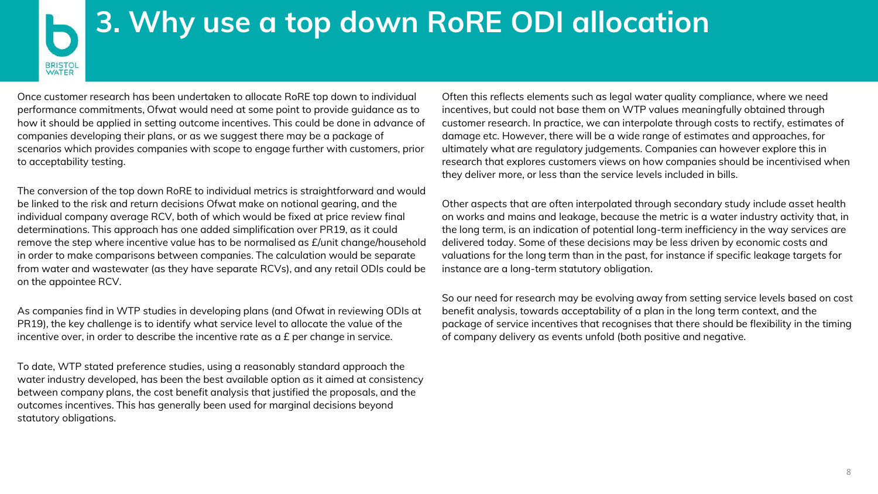# 3. Why use a top down RoRE ODI allocation

Once customer research has been undertaken to allocate RoRE top down to individual performance commitments, Ofwat would need at some point to provide guidance as to how it should be applied in setting outcome incentives. This could be done in advance of companies developing their plans, or as we suggest there may be a package of scenarios which provides companies with scope to engage further with customers, prior to acceptability testing.

The conversion of the top down RoRE to individual metrics is straightforward and would be linked to the risk and return decisions Ofwat make on notional gearing, and the individual company average RCV, both of which would be fixed at price review final determinations. This approach has one added simplification over PR19, as it could remove the step where incentive value has to be normalised as £/unit change/household in order to make comparisons between companies. The calculation would be separate from water and wastewater (as they have separate RCVs), and any retail ODIs could be on the appointee RCV.

As companies find in WTP studies in developing plans (and Ofwat in reviewing ODIs at PR19), the key challenge is to identify what service level to allocate the value of the incentive over, in order to describe the incentive rate as a £ per change in service.

To date, WTP stated preference studies, using a reasonably standard approach the water industry developed, has been the best available option as it aimed at consistency between company plans, the cost benefit analysis that justified the proposals, and the outcomes incentives. This has generally been used for marginal decisions beyond statutory obligations.

Often this reflects elements such as legal water quality compliance, where we need incentives, but could not base them on WTP values meaningfully obtained through customer research. In practice, we can interpolate through costs to rectify, estimates of damage etc. However, there will be a wide range of estimates and approaches, for ultimately what are regulatory judgements. Companies can however explore this in research that explores customers views on how companies should be incentivised when they deliver more, or less than the service levels included in bills.

Other aspects that are often interpolated through secondary study include asset health on works and mains and leakage, because the metric is a water industry activity that, in the long term, is an indication of potential long-term inefficiency in the way services are delivered today. Some of these decisions may be less driven by economic costs and valuations for the long term than in the past, for instance if specific leakage targets for instance are a long-term statutory obligation.

So our need for research may be evolving away from setting service levels based on cost benefit analysis, towards acceptability of a plan in the long term context, and the package of service incentives that recognises that there should be flexibility in the timing of company delivery as events unfold (both positive and negative.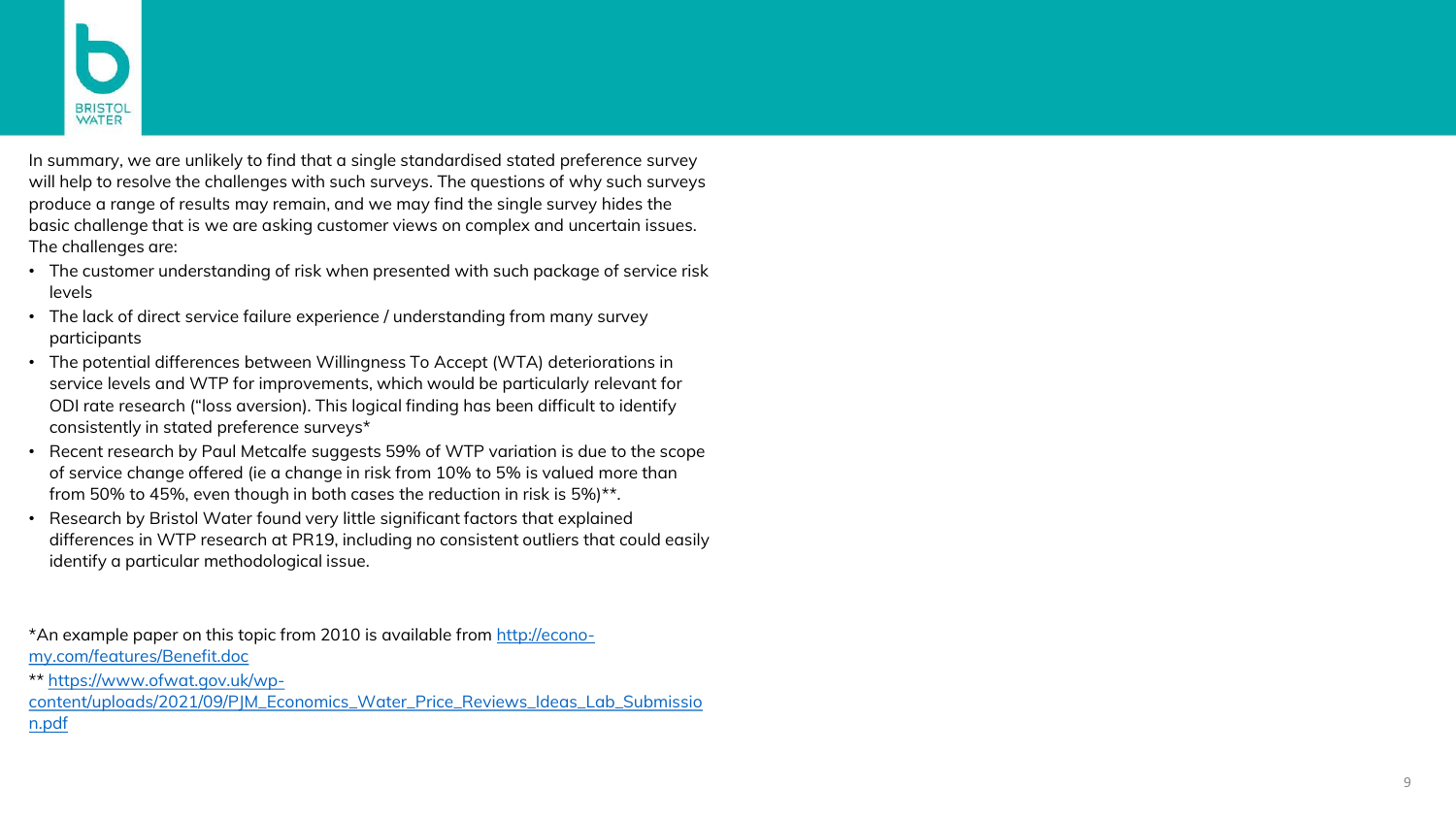In summary, we are unlikely to find that a single standardised stated preference survey will help to resolve the challenges with such surveys. The questions of why such surveys produce a range of results may remain, and we may find the single survey hides the basic challenge that is we are asking customer views on complex and uncertain issues. The challenges are:

- The customer understanding of risk when presented with such package of service risk levels
- The lack of direct service failure experience / understanding from many survey participants
- The potential differences between Willingness To Accept (WTA) deteriorations in service levels and WTP for improvements, which would be particularly relevant for ODI rate research ("loss aversion). This logical finding has been difficult to identify consistently in stated preference surveys*
- Recent research by Paul Metcalfe suggests 59% of WTP variation is due to the scope of service change offered (ie a change in risk from 10% to 5% is valued more than from 50% to 45%, even though in both cases the reduction in risk is 5%)**.
- Research by Bristol Water found very little significant factors that explained differences in WTP research at PR19, including no consistent outliers that could easily identify a particular methodological issue.

*An example paper on this topic from 2010 is available from [http://econo-my.com/features/Benefit.doc](http://econo-my.com/features/Benefit.doc)

** [https://www.ofwat.gov.uk/wp-content/uploads/2021/09/PJM_Economics_Water_Price_Reviews_Ideas_Lab_Submission.pdf](https://www.ofwat.gov.uk/wp-content/uploads/2021/09/PJM_Economics_Water_Price_Reviews_Ideas_Lab_Submission.pdf)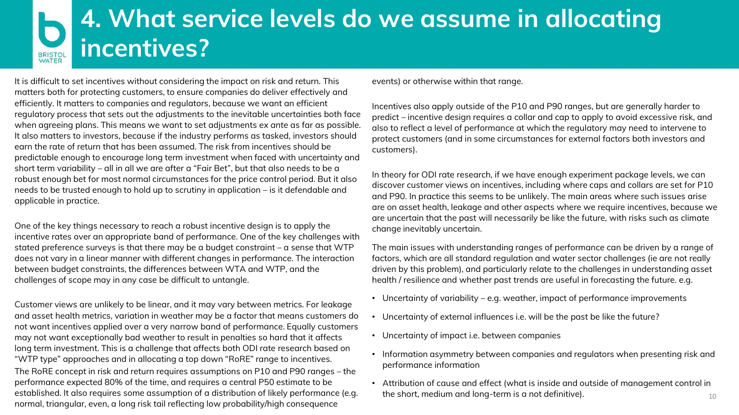# 4. What service levels do we assume in allocating incentives?

It is difficult to set incentives without considering the impact on risk and return. This matters both for protecting customers, to ensure companies do deliver effectively and efficiently. It matters to companies and regulators, because we want an efficient regulatory process that sets out the adjustments to the inevitable uncertainties both face when agreeing plans. This means we want to set adjustments *ex ante* as far as possible. It also matters to investors, because if the industry performs as tasked, investors should earn the rate of return that has been assumed. The risk from incentives should be predictable enough to encourage long term investment when faced with uncertainty and short term variability – all in all we are after a "Fair Bet", but that also needs to be a robust enough bet for most normal circumstances for the price control period. But it also needs to be trusted enough to hold up to scrutiny in application – is it defendable and applicable in practice.

One of the key things necessary to reach a robust incentive design is to apply the incentive rates over an appropriate band of performance. One of the key challenges with stated preference surveys is that there may be a budget constraint – a sense that WTP does not vary in a linear manner with different changes in performance. The interaction between budget constraints, the differences between WTA and WTP, and the challenges of scope may in any case be difficult to untangle.

Customer views are unlikely to be linear, and it may vary between metrics. For leakage and asset health metrics, variation in weather may be a factor that means customers do not want incentives applied over a very narrow band of performance. Equally customers may not want exceptionally bad weather to result in penalties so hard that it affects long term investment. This is a challenge that affects both ODI rate research based on "WTP type" approaches and in allocating a top down "RoRE" range to incentives.
The RoRE concept in risk and return requires assumptions on P10 and P90 ranges – the performance expected 80% of the time, and requires a central P50 estimate to be established. It also requires some assumption of a distribution of likely performance (e.g. normal, triangular, even, a long risk tail reflecting low probability/high consequence events) or otherwise within that range.

Incentives also apply outside of the P10 and P90 ranges, but are generally harder to predict – incentive design requires a collar and cap to apply to avoid excessive risk, and also to reflect a level of performance at which the regulatory may need to intervene to protect customers (and in some circumstances for external factors both investors and customers).

In theory for ODI rate research, if we have enough experiment package levels, we can discover customer views on incentives, including where caps and collars are set for P10 and P90. In practice this seems to be unlikely. The main areas where such issues arise are on asset health, leakage and other aspects where we require incentives, because we are uncertain that the past will necessarily be like the future, with risks such as climate change inevitably uncertain.

The main issues with understanding ranges of performance can be driven by a range of factors, which are all standard regulation and water sector challenges (ie are not really driven by this problem), and particularly relate to the challenges in understanding asset health / resilience and whether past trends are useful in forecasting the future. e.g.

- Uncertainty of variability – e.g. weather, impact of performance improvements
- Uncertainty of external influences i.e. will be the past be like the future?
- Uncertainty of impact i.e. between companies
- Information asymmetry between companies and regulators when presenting risk and performance information
- Attribution of cause and effect (what is inside and outside of management control in the short, medium and long-term is a not definitive).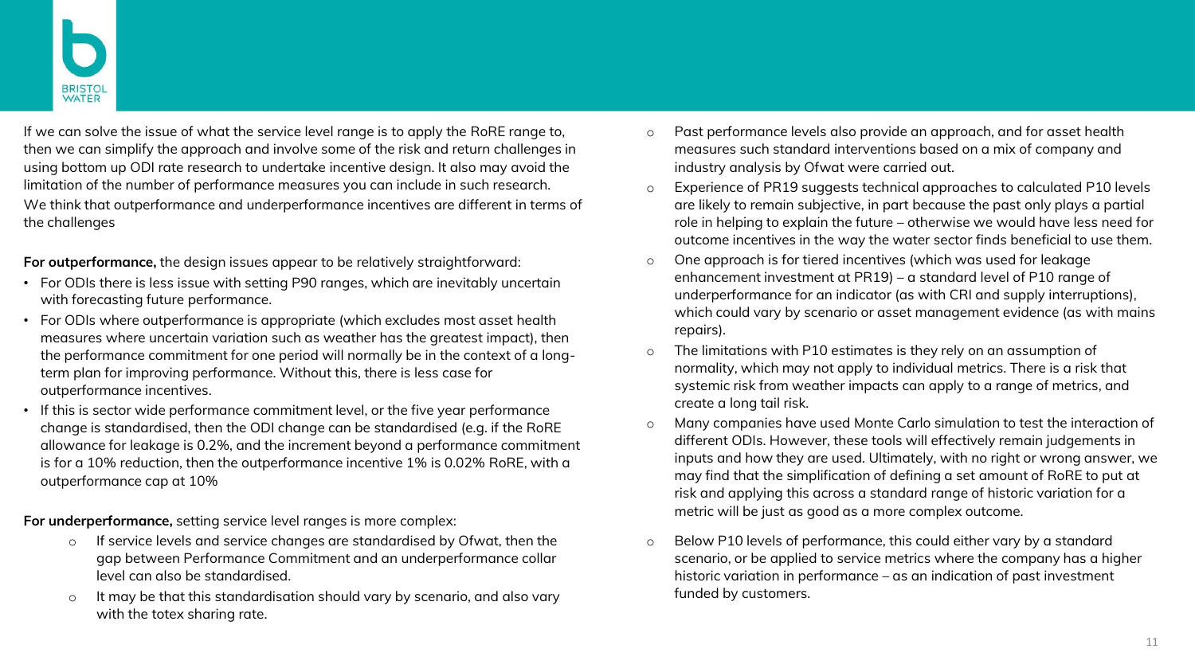If we can solve the issue of what the service level range is to apply the RoRE range to, then we can simplify the approach and involve some of the risk and return challenges in using bottom up ODI rate research to undertake incentive design. It also may avoid the limitation of the number of performance measures you can include in such research.

We think that outperformance and underperformance incentives are different in terms of the challenges

**For outperformance,** the design issues appear to be relatively straightforward:

- For ODIs there is less issue with setting P90 ranges, which are inevitably uncertain with forecasting future performance.
- For ODIs where outperformance is appropriate (which excludes most asset health measures where uncertain variation such as weather has the greatest impact), then the performance commitment for one period will normally be in the context of a long-term plan for improving performance. Without this, there is less case for outperformance incentives.
- If this is sector wide performance commitment level, or the five year performance change is standardised, then the ODI change can be standardised (e.g. if the RoRE allowance for leakage is 0.2%, and the increment beyond a performance commitment is for a 10% reduction, then the outperformance incentive 1% is 0.02% RoRE, with a outperformance cap at 10%

**For underperformance,** setting service level ranges is more complex:

- If service levels and service changes are standardised by Ofwat, then the gap between Performance Commitment and an underperformance collar level can also be standardised.
- It may be that this standardisation should vary by scenario, and also vary with the totex sharing rate.
- Past performance levels also provide an approach, and for asset health measures such standard interventions based on a mix of company and industry analysis by Ofwat were carried out.
- Experience of PR19 suggests technical approaches to calculated P10 levels are likely to remain subjective, in part because the past only plays a partial role in helping to explain the future – otherwise we would have less need for outcome incentives in the way the water sector finds beneficial to use them.
- One approach is for tiered incentives (which was used for leakage enhancement investment at PR19) – a standard level of P10 range of underperformance for an indicator (as with CRI and supply interruptions), which could vary by scenario or asset management evidence (as with mains repairs).
- The limitations with P10 estimates is they rely on an assumption of normality, which may not apply to individual metrics. There is a risk that systemic risk from weather impacts can apply to a range of metrics, and create a long tail risk.
- Many companies have used Monte Carlo simulation to test the interaction of different ODIs. However, these tools will effectively remain judgements in inputs and how they are used. Ultimately, with no right or wrong answer, we may find that the simplification of defining a set amount of RoRE to put at risk and applying this across a standard range of historic variation for a metric will be just as good as a more complex outcome.
- Below P10 levels of performance, this could either vary by a standard scenario, or be applied to service metrics where the company has a higher historic variation in performance – as an indication of past investment funded by customers.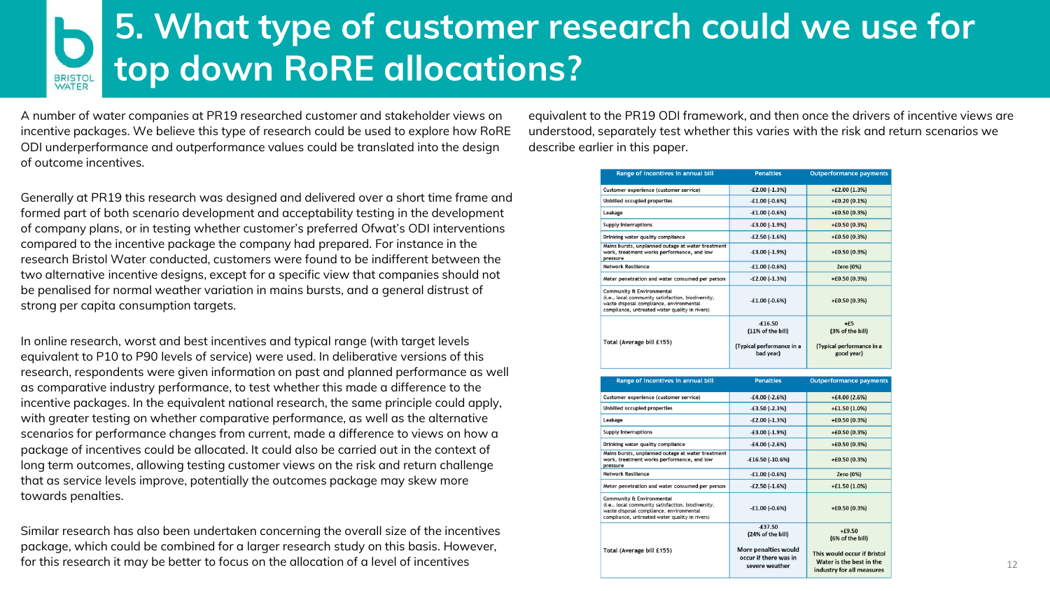# 5. What type of customer research could we use for top down RoRE allocations?

A number of water companies at PR19 researched customer and stakeholder views on incentive packages. We believe this type of research could be used to explore how RoRE ODI underperformance and outperformance values could be translated into the design of outcome incentives.

Generally at PR19 this research was designed and delivered over a short time frame and formed part of both scenario development and acceptability testing in the development of company plans, or in testing whether customer's preferred Ofwat's ODI interventions compared to the incentive package the company had prepared. For instance in the research Bristol Water conducted, customers were found to be indifferent between the two alternative incentive designs, except for a specific view that companies should not be penalised for normal weather variation in mains bursts, and a general distrust of strong per capita consumption targets.

In online research, worst and best incentives and typical range (with target levels equivalent to P10 to P90 levels of service) were used. In deliberative versions of this research, respondents were given information on past and planned performance as well as comparative industry performance, to test whether this made a difference to the incentive packages. In the equivalent national research, the same principle could apply, with greater testing on whether comparative performance, as well as the alternative scenarios for performance changes from current, made a difference to views on how a package of incentives could be allocated. It could also be carried out in the context of long term outcomes, allowing testing customer views on the risk and return challenge that as service levels improve, potentially the outcomes package may skew more towards penalties.

Similar research has also been undertaken concerning the overall size of the incentives package, which could be combined for a larger research study on this basis. However, for this research it may be better to focus on the allocation of a level of incentives equivalent to the PR19 ODI framework, and then once the drivers of incentive views are understood, separately test whether this varies with the risk and return scenarios we describe earlier in this paper.

| Range of incentives in annual bill | Penalties | Outperformance payments |
|---|---|---|
| Customer experience (customer service) | -£2.00 (-1.3%) | +£2.00 (1.3%) |
| Unbilled occupied properties | -£1.00 (-0.6%) | +£0.20 (0.1%) |
| Leakage | -£1.00 (-0.6%) | +£0.50 (0.3%) |
| Supply Interruptions | -£3.00 (-1.9%) | +£0.50 (0.3%) |
| Drinking water quality compliance | -£2.50 (-1.6%) | +£0.50 (0.3%) |
| Mains bursts, unplanned outage at water treatment work, treatment works performance, and low pressure | -£3.00 (-1.9%) | +£0.50 (0.3%) |
| Network Resilience | -£1.00 (-0.6%) | Zero (0%) |
| Meter penetration and water consumed per person | -£2.00 (-1.3%) | +£0.50 (0.3%) |
| Community & Environmental (i.e., local community satisfaction, biodiversity, waste disposal compliance, environmental compliance, untreated water quality in rivers) | -£1.00 (-0.6%) | +£0.50 (0.3%) |
| Total (Average bill £155) | -£16.50 (11% of the bill) (Typical performance in a bad year) | +£5 (3% of the bill) (Typical performance in a good year) |

| Range of incentives in annual bill | Penalties | Outperformance payments |
|---|---|---|
| Customer experience (customer service) | -£4.00 (-2.6%) | +£4.00 (2.6%) |
| Unbilled occupied properties | -£3.50 (-2.3%) | +£1.50 (1.0%) |
| Leakage | -£2.00 (-1.3%) | +£0.50 (0.3%) |
| Supply Interruptions | -£3.00 (-1.9%) | +£0.50 (0.3%) |
| Drinking water quality compliance | -£4.00 (-2.6%) | +£0.50 (0.3%) |
| Mains bursts, unplanned outage at water treatment work, treatment works performance, and low pressure | -£16.50 (-10.6%) | +£0.50 (0.3%) |
| Network Resilience | -£1.00 (-0.6%) | Zero (0%) |
| Meter penetration and water consumed per person | -£2.50 (-1.6%) | +£1.50 (1.0%) |
| Community & Environmental (i.e., local community satisfaction, biodiversity, waste disposal compliance, environmental compliance, untreated water quality in rivers) | -£1.00 (-0.6%) | +£0.50 (0.3%) |
| Total (Average bill £155) | -£37.50 (24% of the bill) More penalties would occur if there was in severe weather | +£9.50 (6% of the bill) This would occur if Bristol Water is the best in the industry for all measures |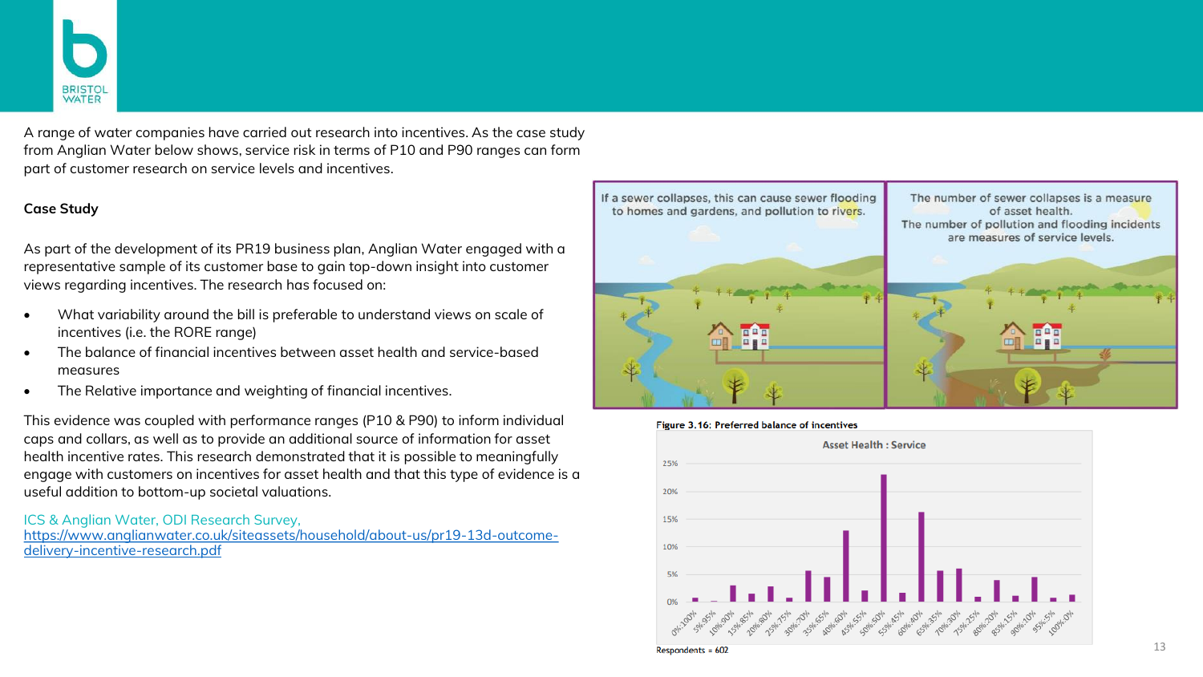A range of water companies have carried out research into incentives. As the case study from Anglian Water below shows, service risk in terms of P10 and P90 ranges can form part of customer research on service levels and incentives.

**Case Study**

As part of the development of its PR19 business plan, Anglian Water engaged with a representative sample of its customer base to gain top-down insight into customer views regarding incentives. The research has focused on:

- What variability around the bill is preferable to understand views on scale of incentives (i.e. the RORE range)
- The balance of financial incentives between asset health and service-based measures
- The Relative importance and weighting of financial incentives.

This evidence was coupled with performance ranges (P10 & P90) to inform individual caps and collars, as well as to provide an additional source of information for asset health incentive rates. This research demonstrated that it is possible to meaningfully engage with customers on incentives for asset health and that this type of evidence is a useful addition to bottom-up societal valuations.

ICS & Anglian Water, ODI Research Survey, https://www.anglianwater.co.uk/siteassets/household/about-us/pr19-13d-outcome-delivery-incentive-research.pdf

If a sewer collapses, this can cause sewer flooding to homes and gardens, and pollution to rivers.

The number of sewer collapses is a measure of asset health.
The number of pollution and flooding incidents are measures of service levels.

Figure 3.16: Preferred balance of incentives

Asset Health : Service

25%
20%
15%
10%
5%
0%

0%:100% 5%:95% 10%:90% 15%:85% 20%:80% 25%:75% 30%:70% 35%:65% 40%:60% 45%:55% 50%:50% 55%:45% 60%:40% 65%:35% 70%:30% 75%:25% 80%:20% 85%:15% 90%:10% 95%:5% 100%:0%

Respondents = 602